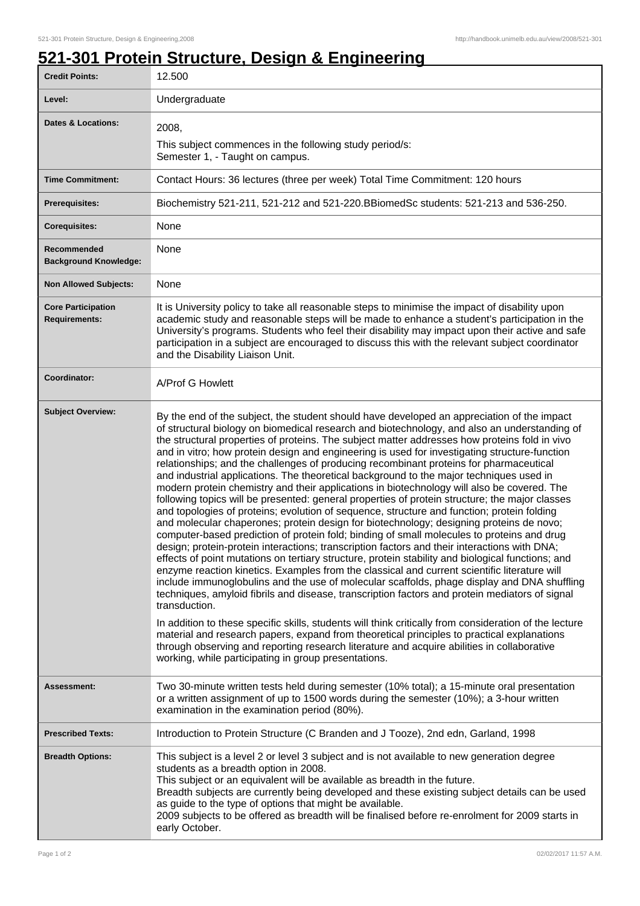# 521-301 Protein Structure, Design & Engineering

| | |
|---|---|
| **Credit Points:** | 12.500 |
| **Level:** | Undergraduate |
| **Dates & Locations:** | 2008,<br>This subject commences in the following study period/s:<br>Semester 1, - Taught on campus. |
| **Time Commitment:** | Contact Hours: 36 lectures (three per week) Total Time Commitment: 120 hours |
| **Prerequisites:** | Biochemistry 521-211, 521-212 and 521-220.BBiomedSc students: 521-213 and 536-250. |
| **Corequisites:** | None |
| **Recommended Background Knowledge:** | None |
| **Non Allowed Subjects:** | None |
| **Core Participation Requirements:** | It is University policy to take all reasonable steps to minimise the impact of disability upon academic study and reasonable steps will be made to enhance a student's participation in the University's programs. Students who feel their disability may impact upon their active and safe participation in a subject are encouraged to discuss this with the relevant subject coordinator and the Disability Liaison Unit. |
| **Coordinator:** | A/Prof G Howlett |
| **Subject Overview:** | By the end of the subject, the student should have developed an appreciation of the impact of structural biology on biomedical research and biotechnology, and also an understanding of the structural properties of proteins. The subject matter addresses how proteins fold in vivo and in vitro; how protein design and engineering is used for investigating structure-function relationships; and the challenges of producing recombinant proteins for pharmaceutical and industrial applications. The theoretical background to the major techniques used in modern protein chemistry and their applications in biotechnology will also be covered. The following topics will be presented: general properties of protein structure; the major classes and topologies of proteins; evolution of sequence, structure and function; protein folding and molecular chaperones; protein design for biotechnology; designing proteins de novo; computer-based prediction of protein fold; binding of small molecules to proteins and drug design; protein-protein interactions; transcription factors and their interactions with DNA; effects of point mutations on tertiary structure, protein stability and biological functions; and enzyme reaction kinetics. Examples from the classical and current scientific literature will include immunoglobulins and the use of molecular scaffolds, phage display and DNA shuffling techniques, amyloid fibrils and disease, transcription factors and protein mediators of signal transduction.<br><br>In addition to these specific skills, students will think critically from consideration of the lecture material and research papers, expand from theoretical principles to practical explanations through observing and reporting research literature and acquire abilities in collaborative working, while participating in group presentations. |
| **Assessment:** | Two 30-minute written tests held during semester (10% total); a 15-minute oral presentation or a written assignment of up to 1500 words during the semester (10%); a 3-hour written examination in the examination period (80%). |
| **Prescribed Texts:** | Introduction to Protein Structure (C Branden and J Tooze), 2nd edn, Garland, 1998 |
| **Breadth Options:** | This subject is a level 2 or level 3 subject and is not available to new generation degree students as a breadth option in 2008.<br>This subject or an equivalent will be available as breadth in the future.<br>Breadth subjects are currently being developed and these existing subject details can be used as guide to the type of options that might be available.<br>2009 subjects to be offered as breadth will be finalised before re-enrolment for 2009 starts in early October. |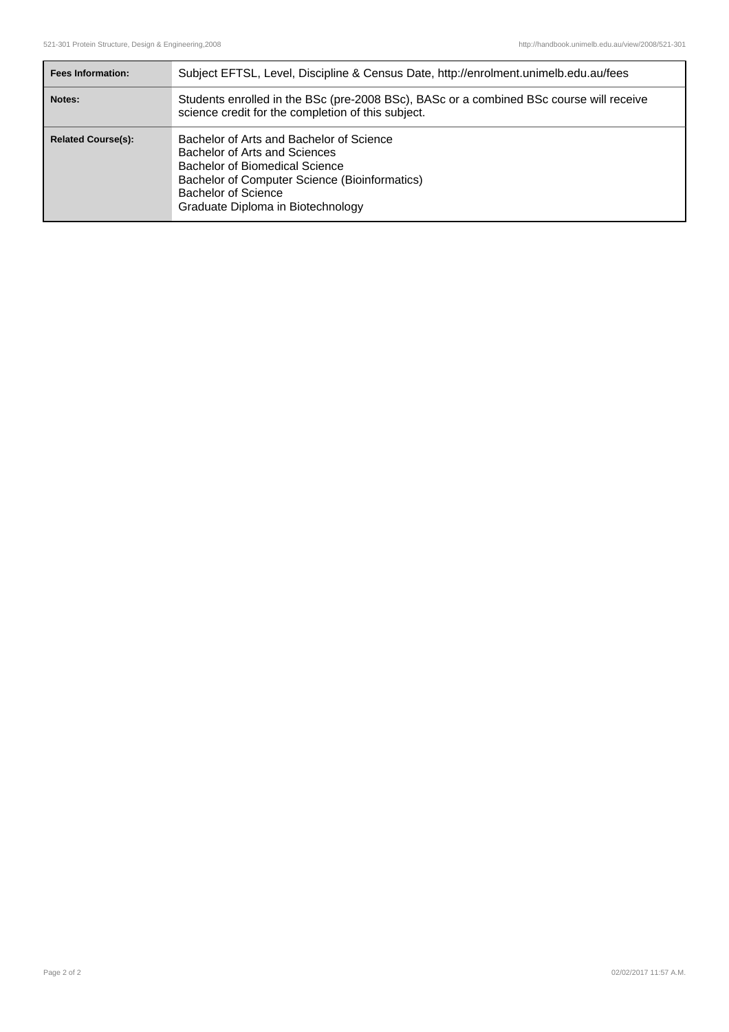| | |
|---|---|
| **Fees Information:** | Subject EFTSL, Level, Discipline & Census Date, http://enrolment.unimelb.edu.au/fees |
| **Notes:** | Students enrolled in the BSc (pre-2008 BSc), BASc or a combined BSc course will receive science credit for the completion of this subject. |
| **Related Course(s):** | Bachelor of Arts and Bachelor of Science<br>Bachelor of Arts and Sciences<br>Bachelor of Biomedical Science<br>Bachelor of Computer Science (Bioinformatics)<br>Bachelor of Science<br>Graduate Diploma in Biotechnology |